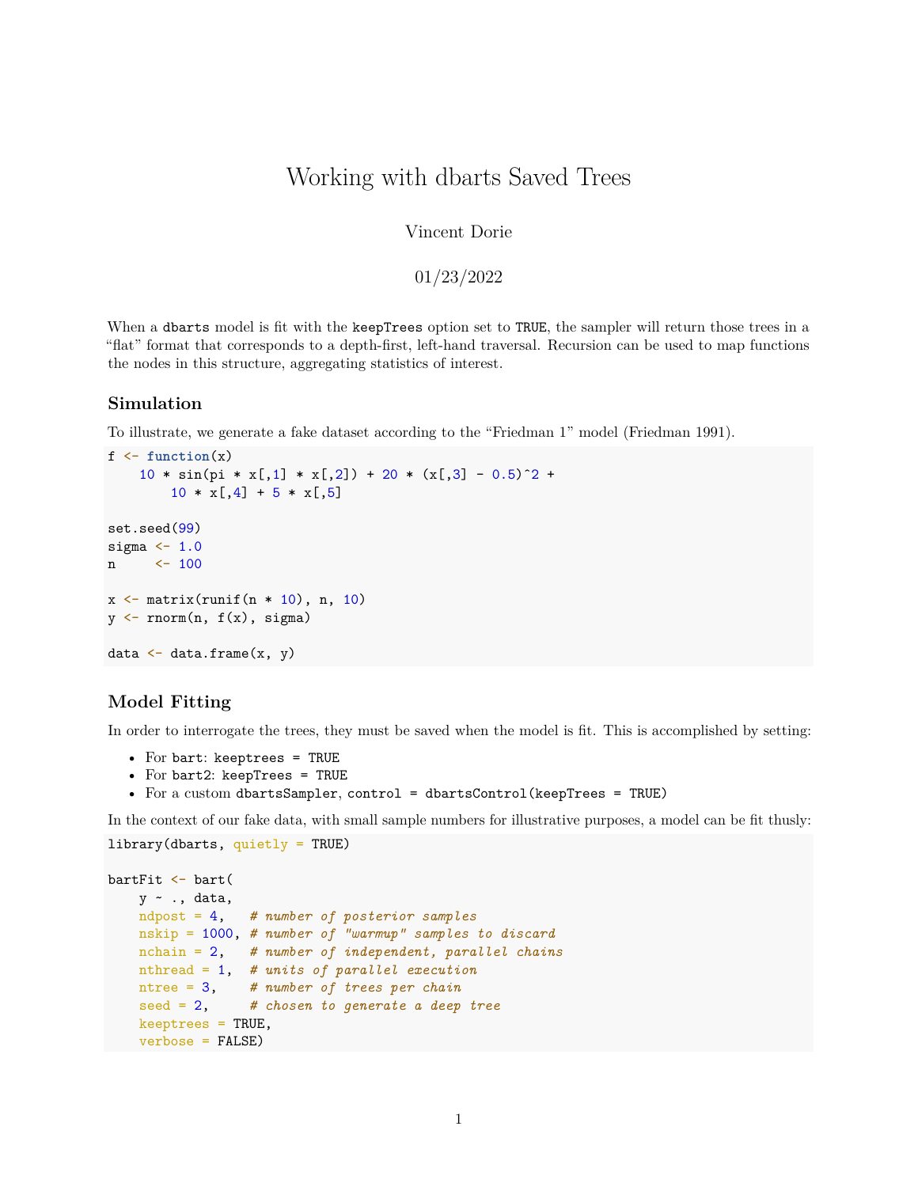# Working with dbarts Saved Trees

Vincent Dorie

01/23/2022

When a `dbarts` model is fit with the `keepTrees` option set to `TRUE`, the sampler will return those trees in a "flat" format that corresponds to a depth-first, left-hand traversal. Recursion can be used to map functions the nodes in this structure, aggregating statistics of interest.

### Simulation

To illustrate, we generate a fake dataset according to the "Friedman 1" model (Friedman 1991).

```
f <- function(x)
    10 * sin(pi * x[,1] * x[,2]) + 20 * (x[,3] - 0.5)^2 +
        10 * x[,4] + 5 * x[,5]

set.seed(99)
sigma <- 1.0
n     <- 100

x <- matrix(runif(n * 10), n, 10)
y <- rnorm(n, f(x), sigma)

data <- data.frame(x, y)
```

### Model Fitting

In order to interrogate the trees, they must be saved when the model is fit. This is accomplished by setting:

- For `bart`: `keeptrees = TRUE`
- For `bart2`: `keepTrees = TRUE`
- For a custom `dbartsSampler`, `control = dbartsControl(keepTrees = TRUE)`

In the context of our fake data, with small sample numbers for illustrative purposes, a model can be fit thusly:

```
library(dbarts, quietly = TRUE)

bartFit <- bart(
    y ~ ., data,
    ndpost = 4,   # number of posterior samples
    nskip = 1000, # number of "warmup" samples to discard
    nchain = 2,   # number of independent, parallel chains
    nthread = 1,  # units of parallel execution
    ntree = 3,    # number of trees per chain
    seed = 2,     # chosen to generate a deep tree
    keeptrees = TRUE,
    verbose = FALSE)
```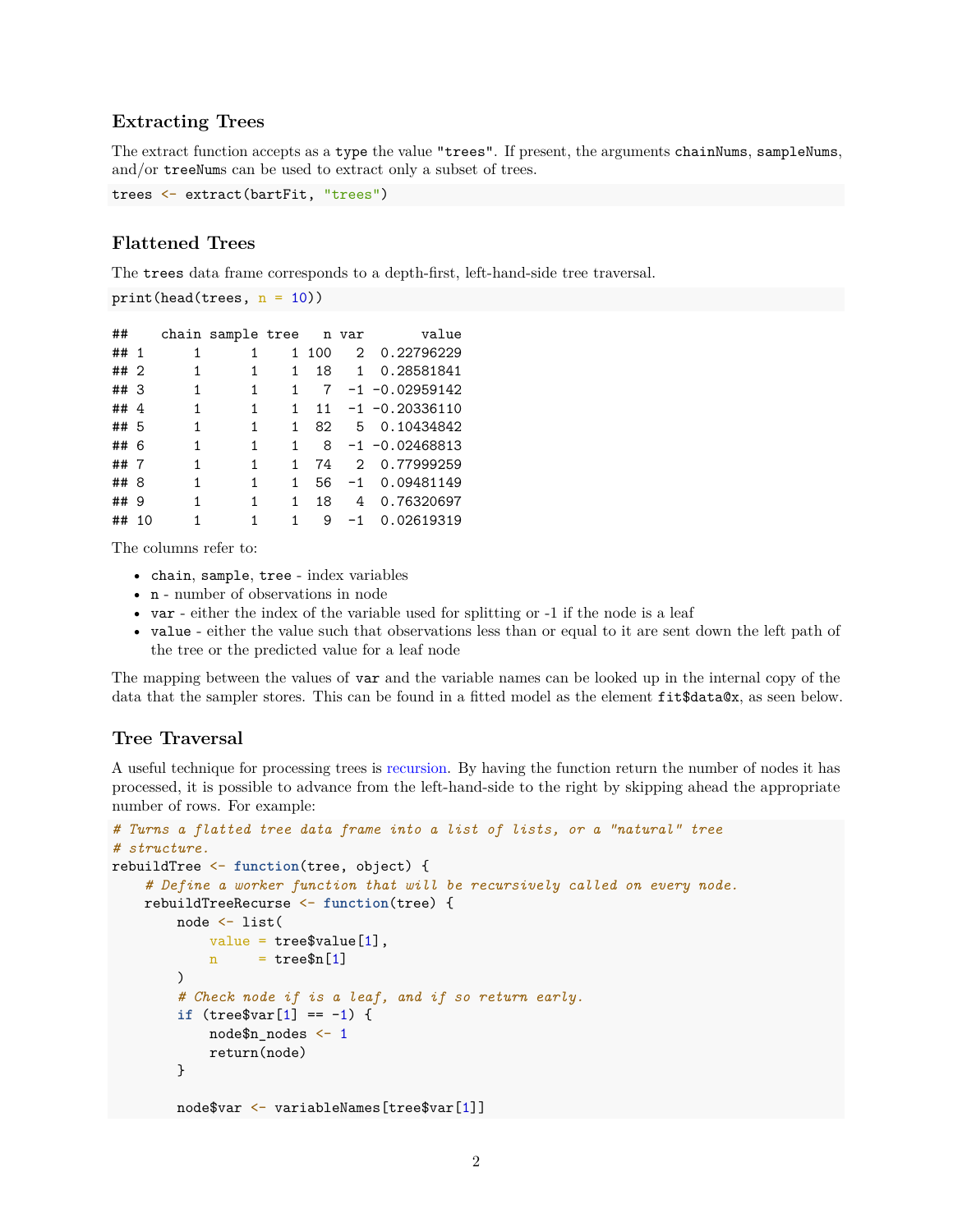### Extracting Trees

The extract function accepts as a `type` the value `"trees"`. If present, the arguments `chainNums`, `sampleNums`, and/or `treeNums` can be used to extract only a subset of trees.

```
trees <- extract(bartFit, "trees")
```

### Flattened Trees

The `trees` data frame corresponds to a depth-first, left-hand-side tree traversal.

```
print(head(trees, n = 10))
```

```
##    chain sample tree   n var       value
## 1      1      1    1 100   2  0.22796229
## 2      1      1    1  18   1  0.28581841
## 3      1      1    1   7  -1 -0.02959142
## 4      1      1    1  11  -1 -0.20336110
## 5      1      1    1  82   5  0.10434842
## 6      1      1    1   8  -1 -0.02468813
## 7      1      1    1  74   2  0.77999259
## 8      1      1    1  56  -1  0.09481149
## 9      1      1    1  18   4  0.76320697
## 10     1      1    1   9  -1  0.02619319
```

The columns refer to:

- `chain`, `sample`, `tree` - index variables
- `n` - number of observations in node
- `var` - either the index of the variable used for splitting or -1 if the node is a leaf
- `value` - either the value such that observations less than or equal to it are sent down the left path of the tree or the predicted value for a leaf node

The mapping between the values of `var` and the variable names can be looked up in the internal copy of the data that the sampler stores. This can be found in a fitted model as the element `fit$data@x`, as seen below.

### Tree Traversal

A useful technique for processing trees is recursion. By having the function return the number of nodes it has processed, it is possible to advance from the left-hand-side to the right by skipping ahead the appropriate number of rows. For example:

```
# Turns a flatted tree data frame into a list of lists, or a "natural" tree
# structure.
rebuildTree <- function(tree, object) {
    # Define a worker function that will be recursively called on every node.
    rebuildTreeRecurse <- function(tree) {
        node <- list(
            value = tree$value[1],
            n     = tree$n[1]
        )
        # Check node if is a leaf, and if so return early.
        if (tree$var[1] == -1) {
            node$n_nodes <- 1
            return(node)
        }

        node$var <- variableNames[tree$var[1]]
```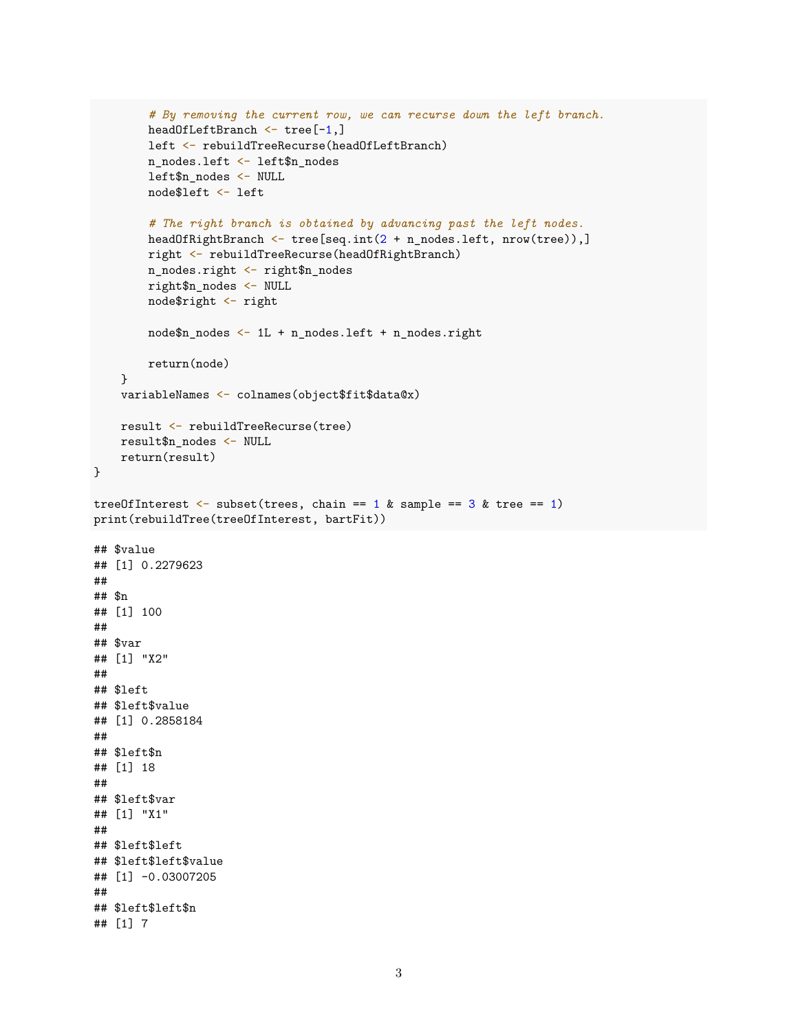```r
        # By removing the current row, we can recurse down the left branch.
        headOfLeftBranch <- tree[-1,]
        left <- rebuildTreeRecurse(headOfLeftBranch)
        n_nodes.left <- left$n_nodes
        left$n_nodes <- NULL
        node$left <- left

        # The right branch is obtained by advancing past the left nodes.
        headOfRightBranch <- tree[seq.int(2 + n_nodes.left, nrow(tree)),]
        right <- rebuildTreeRecurse(headOfRightBranch)
        n_nodes.right <- right$n_nodes
        right$n_nodes <- NULL
        node$right <- right

        node$n_nodes <- 1L + n_nodes.left + n_nodes.right

        return(node)
    }
    variableNames <- colnames(object$fit$data@x)

    result <- rebuildTreeRecurse(tree)
    result$n_nodes <- NULL
    return(result)
}

treeOfInterest <- subset(trees, chain == 1 & sample == 3 & tree == 1)
print(rebuildTree(treeOfInterest, bartFit))
```

```
## $value
## [1] 0.2279623
##
## $n
## [1] 100
##
## $var
## [1] "X2"
##
## $left
## $left$value
## [1] 0.2858184
##
## $left$n
## [1] 18
##
## $left$var
## [1] "X1"
##
## $left$left
## $left$left$value
## [1] -0.03007205
##
## $left$left$n
## [1] 7
```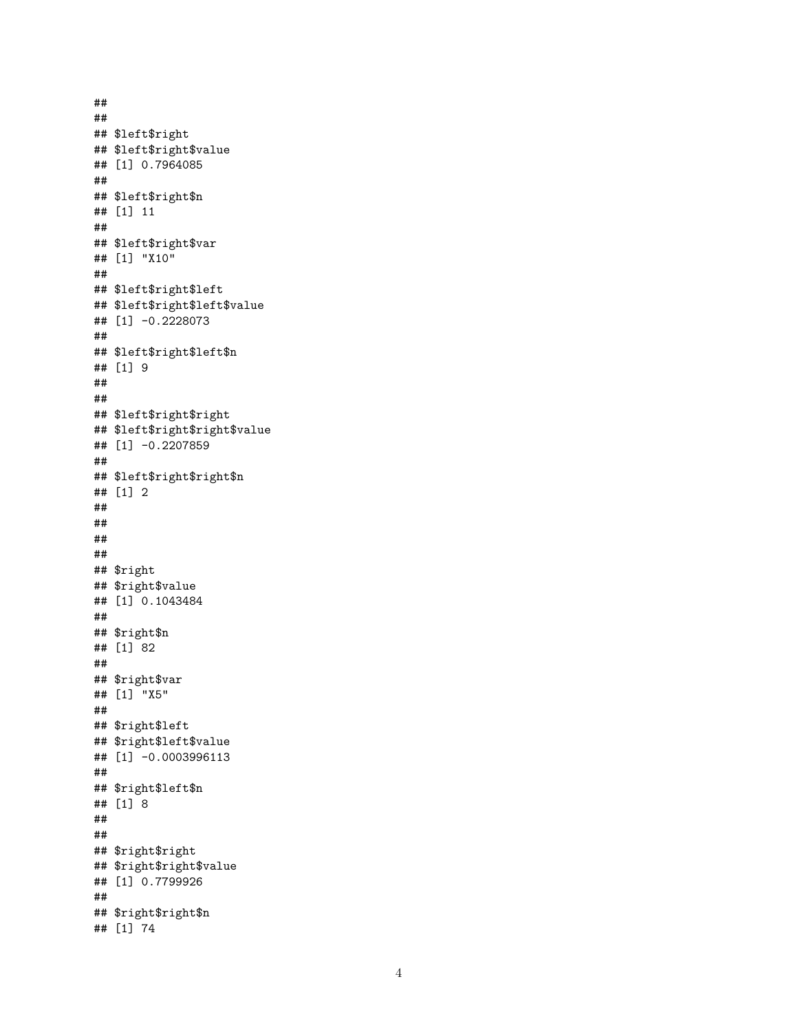```
##
##
## $left$right
## $left$right$value
## [1] 0.7964085
##
## $left$right$n
## [1] 11
##
## $left$right$var
## [1] "X10"
##
## $left$right$left
## $left$right$left$value
## [1] -0.2228073
##
## $left$right$left$n
## [1] 9
##
##
## $left$right$right
## $left$right$right$value
## [1] -0.2207859
##
## $left$right$right$n
## [1] 2
##
##
##
##
## $right
## $right$value
## [1] 0.1043484
##
## $right$n
## [1] 82
##
## $right$var
## [1] "X5"
##
## $right$left
## $right$left$value
## [1] -0.0003996113
##
## $right$left$n
## [1] 8
##
##
## $right$right
## $right$right$value
## [1] 0.7799926
##
## $right$right$n
## [1] 74
```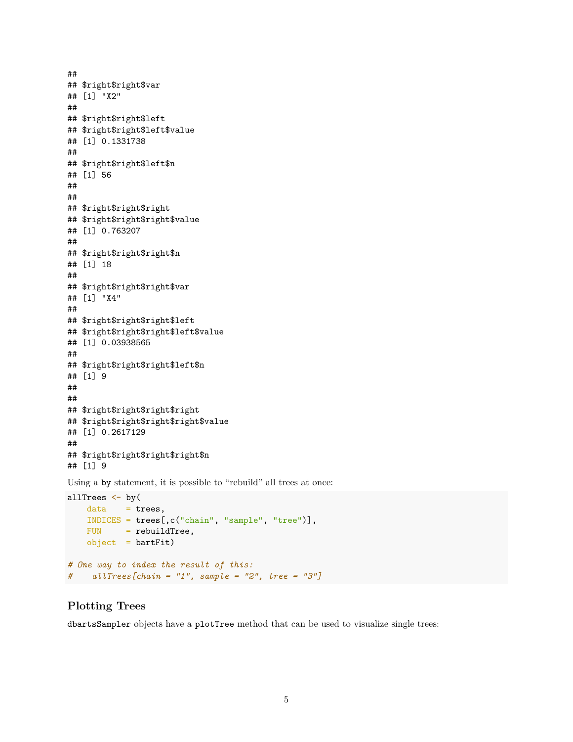```
##
## $right$right$var
## [1] "X2"
##
## $right$right$left
## $right$right$left$value
## [1] 0.1331738
##
## $right$right$left$n
## [1] 56
##
##
## $right$right$right
## $right$right$right$value
## [1] 0.763207
##
## $right$right$right$n
## [1] 18
##
## $right$right$right$var
## [1] "X4"
##
## $right$right$right$left
## $right$right$right$left$value
## [1] 0.03938565
##
## $right$right$right$left$n
## [1] 9
##
##
## $right$right$right$right
## $right$right$right$right$value
## [1] 0.2617129
##
## $right$right$right$right$n
## [1] 9
```

Using a `by` statement, it is possible to "rebuild" all trees at once:

```
allTrees <- by(
    data    = trees,
    INDICES = trees[,c("chain", "sample", "tree")],
    FUN     = rebuildTree,
    object  = bartFit)

# One way to index the result of this:
#    allTrees[chain = "1", sample = "2", tree = "3"]
```

### Plotting Trees

`dbartsSampler` objects have a `plotTree` method that can be used to visualize single trees: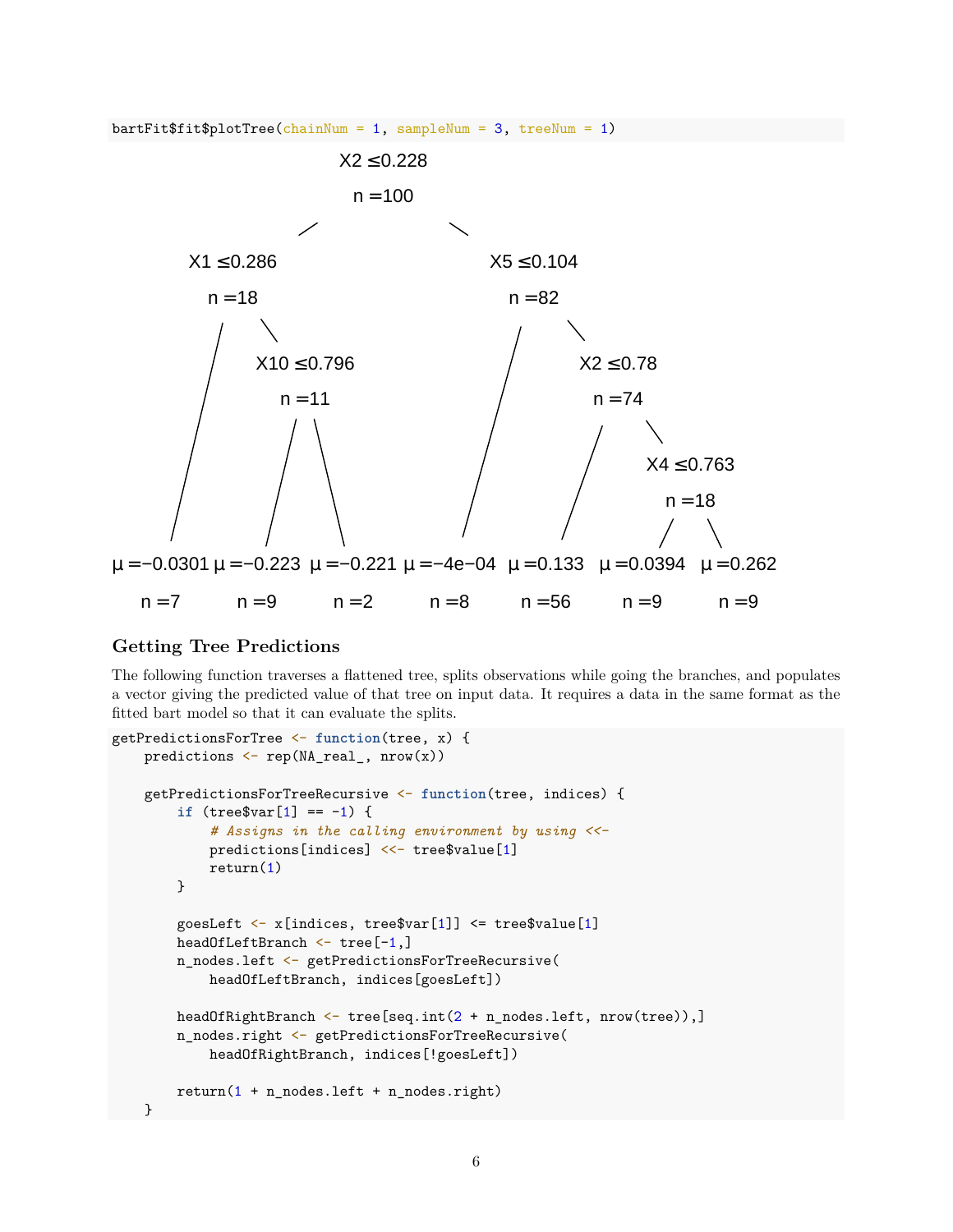```
bartFit$fit$plotTree(chainNum = 1, sampleNum = 3, treeNum = 1)
```

X2 ≤0.228

n =100

X1 ≤0.286

n =18

X5 ≤0.104

n =82

X10 ≤0.796

n =11

X2 ≤0.78

n =74

X4 ≤0.763

n =18

μ =−0.0301 μ =−0.223 μ =−0.221 μ =−4e−04 μ =0.133 μ =0.0394 μ =0.262

n =7 n =9 n =2 n =8 n =56 n =9 n =9

### Getting Tree Predictions

The following function traverses a flattened tree, splits observations while going the branches, and populates a vector giving the predicted value of that tree on input data. It requires a data in the same format as the fitted bart model so that it can evaluate the splits.

```
getPredictionsForTree <- function(tree, x) {
    predictions <- rep(NA_real_, nrow(x))

    getPredictionsForTreeRecursive <- function(tree, indices) {
        if (tree$var[1] == -1) {
            # Assigns in the calling environment by using <<-
            predictions[indices] <<- tree$value[1]
            return(1)
        }

        goesLeft <- x[indices, tree$var[1]] <= tree$value[1]
        headOfLeftBranch <- tree[-1,]
        n_nodes.left <- getPredictionsForTreeRecursive(
            headOfLeftBranch, indices[goesLeft])

        headOfRightBranch <- tree[seq.int(2 + n_nodes.left, nrow(tree)),]
        n_nodes.right <- getPredictionsForTreeRecursive(
            headOfRightBranch, indices[!goesLeft])

        return(1 + n_nodes.left + n_nodes.right)
    }
```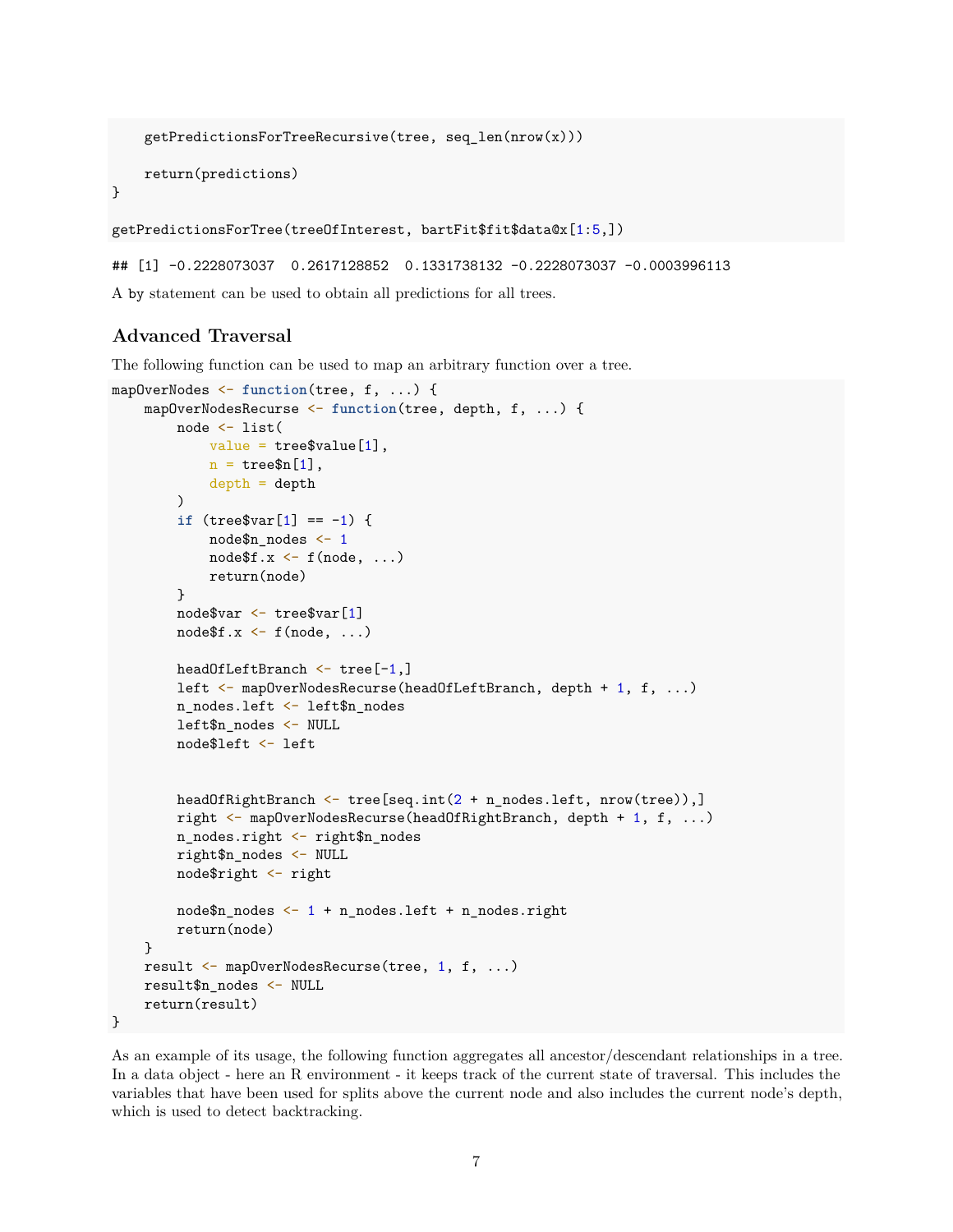```r
    getPredictionsForTreeRecursive(tree, seq_len(nrow(x)))

    return(predictions)
}

getPredictionsForTree(treeOfInterest, bartFit$fit$data@x[1:5,])
```

```
## [1] -0.2228073037  0.2617128852  0.1331738132 -0.2228073037 -0.0003996113
```

A `by` statement can be used to obtain all predictions for all trees.

### Advanced Traversal

The following function can be used to map an arbitrary function over a tree.

```r
mapOverNodes <- function(tree, f, ...) {
    mapOverNodesRecurse <- function(tree, depth, f, ...) {
        node <- list(
            value = tree$value[1],
            n = tree$n[1],
            depth = depth
        )
        if (tree$var[1] == -1) {
            node$n_nodes <- 1
            node$f.x <- f(node, ...)
            return(node)
        }
        node$var <- tree$var[1]
        node$f.x <- f(node, ...)

        headOfLeftBranch <- tree[-1,]
        left <- mapOverNodesRecurse(headOfLeftBranch, depth + 1, f, ...)
        n_nodes.left <- left$n_nodes
        left$n_nodes <- NULL
        node$left <- left


        headOfRightBranch <- tree[seq.int(2 + n_nodes.left, nrow(tree)),]
        right <- mapOverNodesRecurse(headOfRightBranch, depth + 1, f, ...)
        n_nodes.right <- right$n_nodes
        right$n_nodes <- NULL
        node$right <- right

        node$n_nodes <- 1 + n_nodes.left + n_nodes.right
        return(node)
    }
    result <- mapOverNodesRecurse(tree, 1, f, ...)
    result$n_nodes <- NULL
    return(result)
}
```

As an example of its usage, the following function aggregates all ancestor/descendant relationships in a tree. In a data object - here an R environment - it keeps track of the current state of traversal. This includes the variables that have been used for splits above the current node and also includes the current node's depth, which is used to detect backtracking.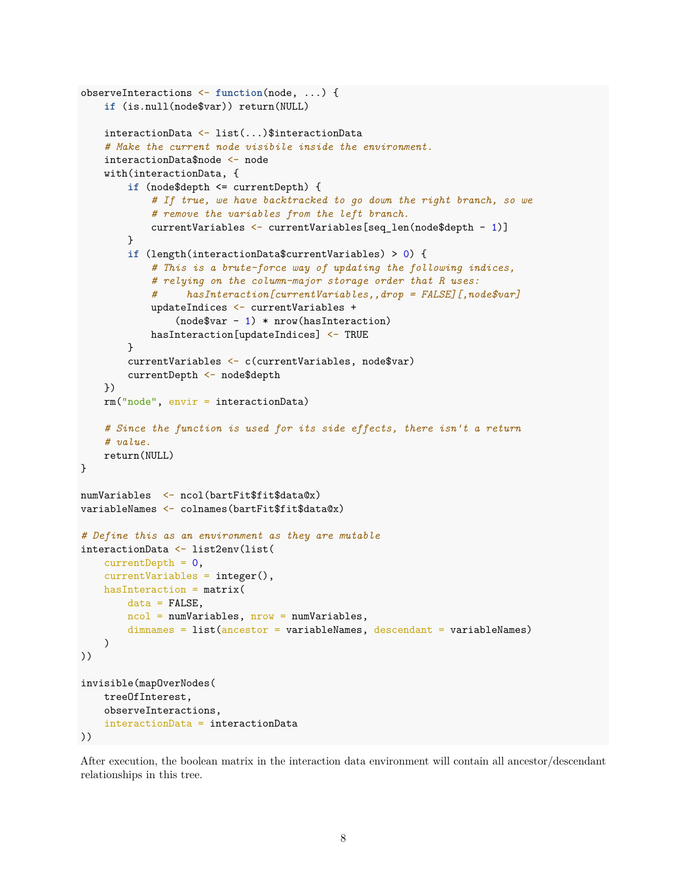```r
observeInteractions <- function(node, ...) {
    if (is.null(node$var)) return(NULL)

    interactionData <- list(...)$interactionData
    # Make the current node visibile inside the environment.
    interactionData$node <- node
    with(interactionData, {
        if (node$depth <= currentDepth) {
            # If true, we have backtracked to go down the right branch, so we
            # remove the variables from the left branch.
            currentVariables <- currentVariables[seq_len(node$depth - 1)]
        }
        if (length(interactionData$currentVariables) > 0) {
            # This is a brute-force way of updating the following indices,
            # relying on the column-major storage order that R uses:
            #     hasInteraction[currentVariables,,drop = FALSE][,node$var]
            updateIndices <- currentVariables +
                (node$var - 1) * nrow(hasInteraction)
            hasInteraction[updateIndices] <- TRUE
        }
        currentVariables <- c(currentVariables, node$var)
        currentDepth <- node$depth
    })
    rm("node", envir = interactionData)

    # Since the function is used for its side effects, there isn't a return
    # value.
    return(NULL)
}

numVariables  <- ncol(bartFit$fit$data@x)
variableNames <- colnames(bartFit$fit$data@x)

# Define this as an environment as they are mutable
interactionData <- list2env(list(
    currentDepth = 0,
    currentVariables = integer(),
    hasInteraction = matrix(
        data = FALSE,
        ncol = numVariables, nrow = numVariables,
        dimnames = list(ancestor = variableNames, descendant = variableNames)
    )
))

invisible(mapOverNodes(
    treeOfInterest,
    observeInteractions,
    interactionData = interactionData
))
```

After execution, the boolean matrix in the interaction data environment will contain all ancestor/descendant relationships in this tree.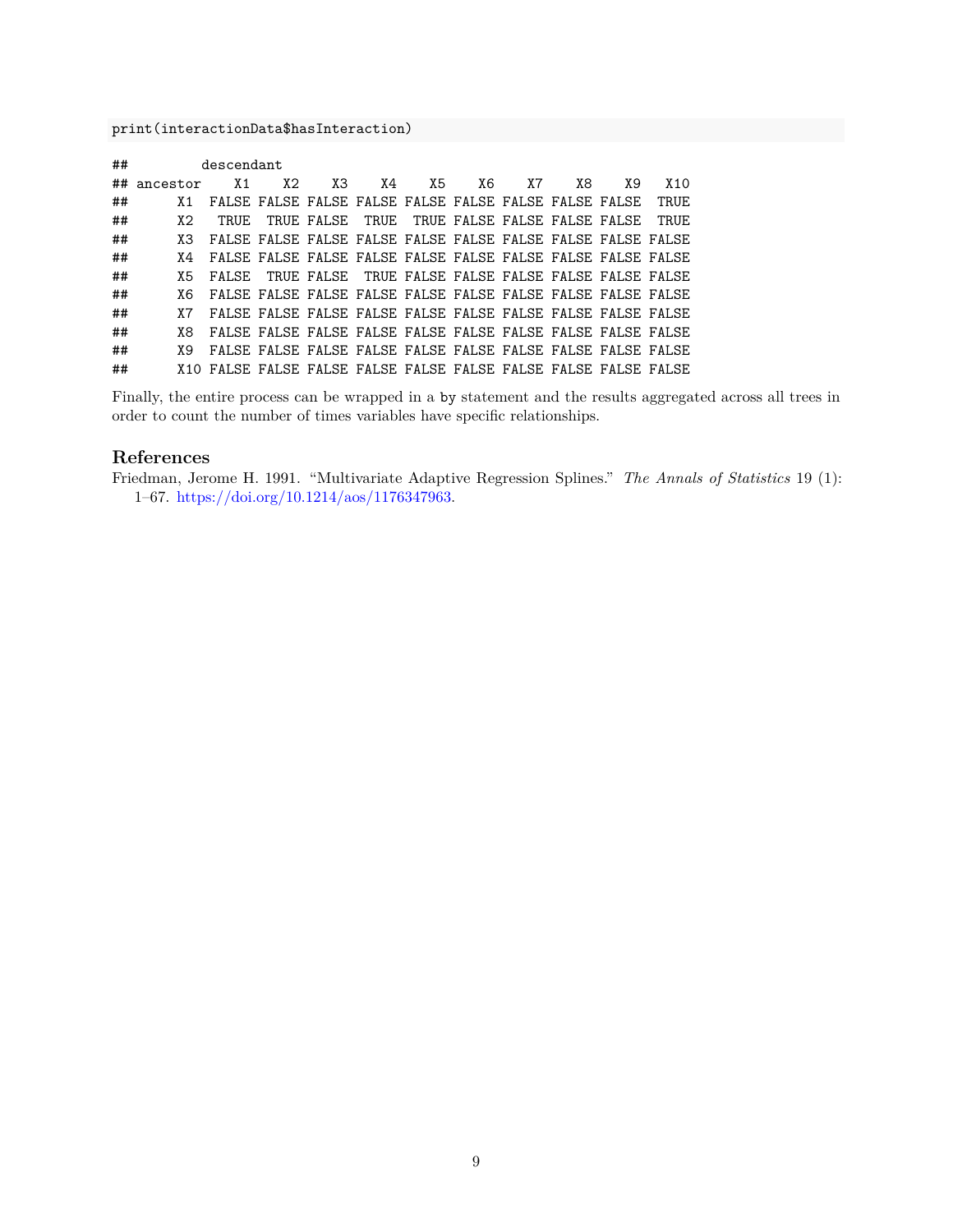```
print(interactionData$hasInteraction)
```

```
##         descendant
## ancestor    X1    X2    X3    X4    X5    X6    X7    X8    X9   X10
##      X1  FALSE FALSE FALSE FALSE FALSE FALSE FALSE FALSE FALSE  TRUE
##      X2   TRUE  TRUE FALSE  TRUE  TRUE FALSE FALSE FALSE FALSE  TRUE
##      X3  FALSE FALSE FALSE FALSE FALSE FALSE FALSE FALSE FALSE FALSE
##      X4  FALSE FALSE FALSE FALSE FALSE FALSE FALSE FALSE FALSE FALSE
##      X5  FALSE  TRUE FALSE  TRUE FALSE FALSE FALSE FALSE FALSE FALSE
##      X6  FALSE FALSE FALSE FALSE FALSE FALSE FALSE FALSE FALSE FALSE
##      X7  FALSE FALSE FALSE FALSE FALSE FALSE FALSE FALSE FALSE FALSE
##      X8  FALSE FALSE FALSE FALSE FALSE FALSE FALSE FALSE FALSE FALSE
##      X9  FALSE FALSE FALSE FALSE FALSE FALSE FALSE FALSE FALSE FALSE
##      X10 FALSE FALSE FALSE FALSE FALSE FALSE FALSE FALSE FALSE FALSE
```

Finally, the entire process can be wrapped in a `by` statement and the results aggregated across all trees in order to count the number of times variables have specific relationships.

## References

Friedman, Jerome H. 1991. "Multivariate Adaptive Regression Splines." *The Annals of Statistics* 19 (1): 1–67. https://doi.org/10.1214/aos/1176347963.